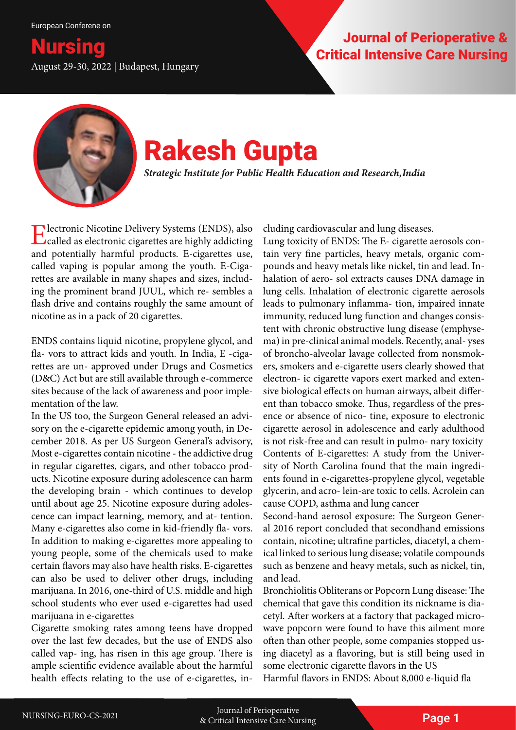# Rakesh Gupta

***Strategic Institute for Public Health Education and Research, India***

Electronic Nicotine Delivery Systems (ENDS), also called as electronic cigarettes are highly addicting and potentially harmful products. E-cigarettes use, called vaping is popular among the youth. E-Cigarettes are available in many shapes and sizes, including the prominent brand JUUL, which re- sembles a flash drive and contains roughly the same amount of nicotine as in a pack of 20 cigarettes.

ENDS contains liquid nicotine, propylene glycol, and fla- vors to attract kids and youth. In India, E -cigarettes are un- approved under Drugs and Cosmetics (D&C) Act but are still available through e-commerce sites because of the lack of awareness and poor implementation of the law.

In the US too, the Surgeon General released an advisory on the e-cigarette epidemic among youth, in December 2018. As per US Surgeon General's advisory, Most e-cigarettes contain nicotine - the addictive drug in regular cigarettes, cigars, and other tobacco products. Nicotine exposure during adolescence can harm the developing brain - which continues to develop until about age 25. Nicotine exposure during adolescence can impact learning, memory, and at- tention. Many e-cigarettes also come in kid-friendly fla- vors. In addition to making e-cigarettes more appealing to young people, some of the chemicals used to make certain flavors may also have health risks. E-cigarettes can also be used to deliver other drugs, including marijuana. In 2016, one-third of U.S. middle and high school students who ever used e-cigarettes had used marijuana in e-cigarettes

Cigarette smoking rates among teens have dropped over the last few decades, but the use of ENDS also called vap- ing, has risen in this age group. There is ample scientific evidence available about the harmful health effects relating to the use of e-cigarettes, including cardiovascular and lung diseases.

Lung toxicity of ENDS: The E- cigarette aerosols contain very fine particles, heavy metals, organic compounds and heavy metals like nickel, tin and lead. Inhalation of aero- sol extracts causes DNA damage in lung cells. Inhalation of electronic cigarette aerosols leads to pulmonary inflamma- tion, impaired innate immunity, reduced lung function and changes consistent with chronic obstructive lung disease (emphysema) in pre-clinical animal models. Recently, anal- yses of broncho-alveolar lavage collected from nonsmokers, smokers and e-cigarette users clearly showed that electron- ic cigarette vapors exert marked and extensive biological effects on human airways, albeit different than tobacco smoke. Thus, regardless of the presence or absence of nico- tine, exposure to electronic cigarette aerosol in adolescence and early adulthood is not risk-free and can result in pulmo- nary toxicity

Contents of E-cigarettes: A study from the University of North Carolina found that the main ingredients found in e-cigarettes-propylene glycol, vegetable glycerin, and acro- lein-are toxic to cells. Acrolein can cause COPD, asthma and lung cancer

Second-hand aerosol exposure: The Surgeon General 2016 report concluded that secondhand emissions contain, nicotine; ultrafine particles, diacetyl, a chemical linked to serious lung disease; volatile compounds such as benzene and heavy metals, such as nickel, tin, and lead.

Bronchiolitis Obliterans or Popcorn Lung disease: The chemical that gave this condition its nickname is diacetyl. After workers at a factory that packaged microwave popcorn were found to have this ailment more often than other people, some companies stopped using diacetyl as a flavoring, but is still being used in some electronic cigarette flavors in the US

Harmful flavors in ENDS: About 8,000 e-liquid fla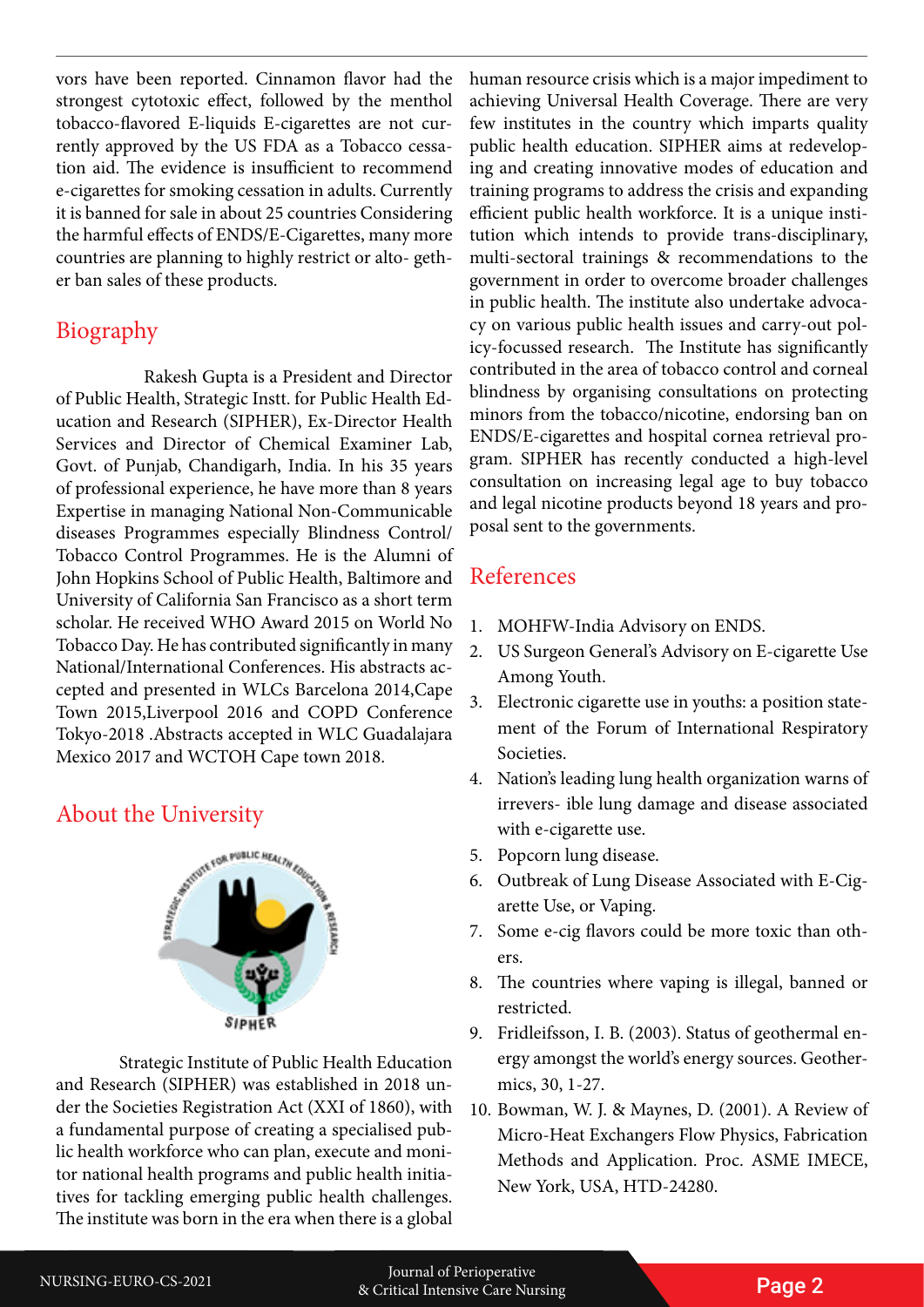vors have been reported. Cinnamon flavor had the strongest cytotoxic effect, followed by the menthol tobacco-flavored E-liquids E-cigarettes are not currently approved by the US FDA as a Tobacco cessation aid. The evidence is insufficient to recommend e-cigarettes for smoking cessation in adults. Currently it is banned for sale in about 25 countries Considering the harmful effects of ENDS/E-Cigarettes, many more countries are planning to highly restrict or alto- gether ban sales of these products.

## Biography

Rakesh Gupta is a President and Director of Public Health, Strategic Instt. for Public Health Education and Research (SIPHER), Ex-Director Health Services and Director of Chemical Examiner Lab, Govt. of Punjab, Chandigarh, India. In his 35 years of professional experience, he have more than 8 years Expertise in managing National Non-Communicable diseases Programmes especially Blindness Control/ Tobacco Control Programmes. He is the Alumni of John Hopkins School of Public Health, Baltimore and University of California San Francisco as a short term scholar. He received WHO Award 2015 on World No Tobacco Day. He has contributed significantly in many National/International Conferences. His abstracts accepted and presented in WLCs Barcelona 2014,Cape Town 2015,Liverpool 2016 and COPD Conference Tokyo-2018 .Abstracts accepted in WLC Guadalajara Mexico 2017 and WCTOH Cape town 2018.

## About the University

SIPHER

Strategic Institute of Public Health Education and Research (SIPHER) was established in 2018 under the Societies Registration Act (XXI of 1860), with a fundamental purpose of creating a specialised public health workforce who can plan, execute and monitor national health programs and public health initiatives for tackling emerging public health challenges. The institute was born in the era when there is a global human resource crisis which is a major impediment to achieving Universal Health Coverage. There are very few institutes in the country which imparts quality public health education. SIPHER aims at redeveloping and creating innovative modes of education and training programs to address the crisis and expanding efficient public health workforce. It is a unique institution which intends to provide trans-disciplinary, multi-sectoral trainings & recommendations to the government in order to overcome broader challenges in public health. The institute also undertake advocacy on various public health issues and carry-out policy-focussed research. The Institute has significantly contributed in the area of tobacco control and corneal blindness by organising consultations on protecting minors from the tobacco/nicotine, endorsing ban on ENDS/E-cigarettes and hospital cornea retrieval program. SIPHER has recently conducted a high-level consultation on increasing legal age to buy tobacco and legal nicotine products beyond 18 years and proposal sent to the governments.

## References

1. MOHFW-India Advisory on ENDS.
2. US Surgeon General's Advisory on E-cigarette Use Among Youth.
3. Electronic cigarette use in youths: a position statement of the Forum of International Respiratory Societies.
4. Nation's leading lung health organization warns of irrevers- ible lung damage and disease associated with e-cigarette use.
5. Popcorn lung disease.
6. Outbreak of Lung Disease Associated with E-Cigarette Use, or Vaping.
7. Some e-cig flavors could be more toxic than others.
8. The countries where vaping is illegal, banned or restricted.
9. Fridleifsson, I. B. (2003). Status of geothermal energy amongst the world's energy sources. Geothermics, 30, 1-27.
10. Bowman, W. J. & Maynes, D. (2001). A Review of Micro-Heat Exchangers Flow Physics, Fabrication Methods and Application. Proc. ASME IMECE, New York, USA, HTD-24280.